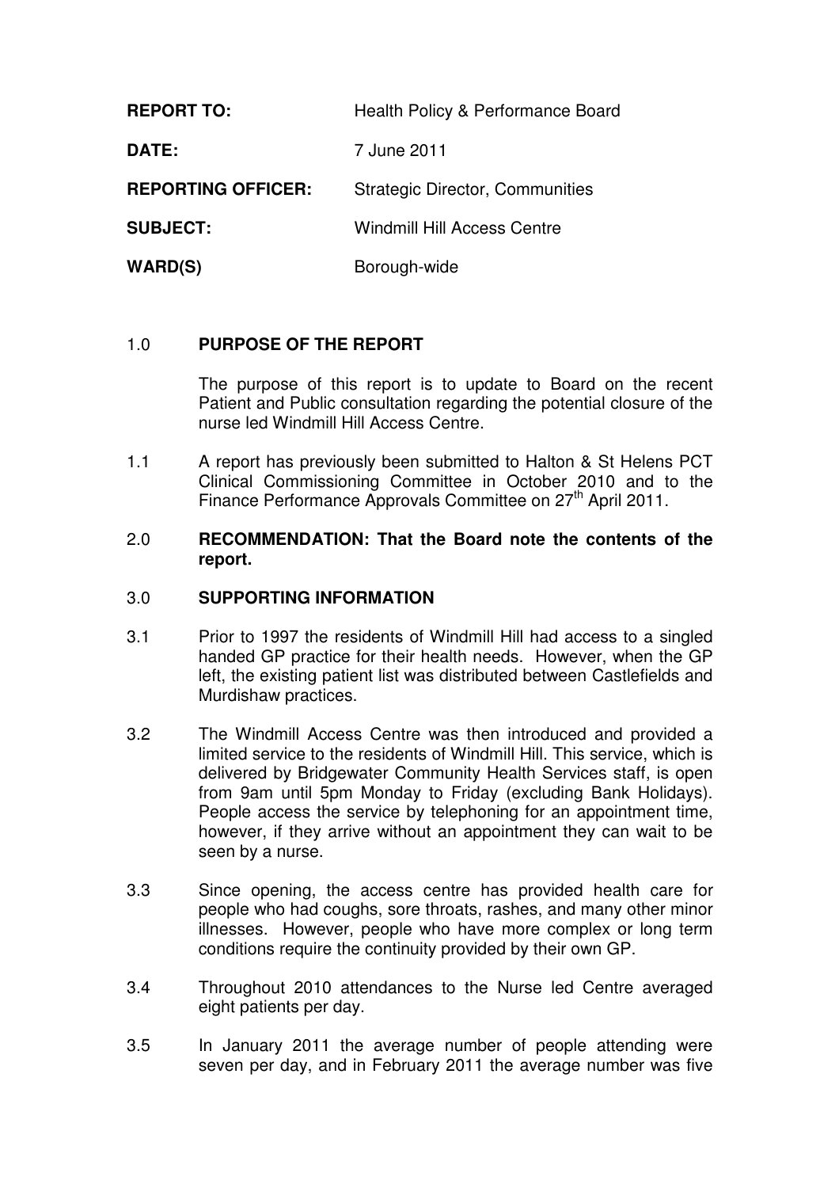| | |
|---|---|
| **REPORT TO:** | Health Policy & Performance Board |
| **DATE:** | 7 June 2011 |
| **REPORTING OFFICER:** | Strategic Director, Communities |
| **SUBJECT:** | Windmill Hill Access Centre |
| **WARD(S)** | Borough-wide |

1.0 **PURPOSE OF THE REPORT**

The purpose of this report is to update to Board on the recent Patient and Public consultation regarding the potential closure of the nurse led Windmill Hill Access Centre.

1.1 A report has previously been submitted to Halton & St Helens PCT Clinical Commissioning Committee in October 2010 and to the Finance Performance Approvals Committee on 27th April 2011.

2.0 **RECOMMENDATION: That the Board note the contents of the report.**

3.0 **SUPPORTING INFORMATION**

3.1 Prior to 1997 the residents of Windmill Hill had access to a singled handed GP practice for their health needs. However, when the GP left, the existing patient list was distributed between Castlefields and Murdishaw practices.

3.2 The Windmill Access Centre was then introduced and provided a limited service to the residents of Windmill Hill. This service, which is delivered by Bridgewater Community Health Services staff, is open from 9am until 5pm Monday to Friday (excluding Bank Holidays). People access the service by telephoning for an appointment time, however, if they arrive without an appointment they can wait to be seen by a nurse.

3.3 Since opening, the access centre has provided health care for people who had coughs, sore throats, rashes, and many other minor illnesses. However, people who have more complex or long term conditions require the continuity provided by their own GP.

3.4 Throughout 2010 attendances to the Nurse led Centre averaged eight patients per day.

3.5 In January 2011 the average number of people attending were seven per day, and in February 2011 the average number was five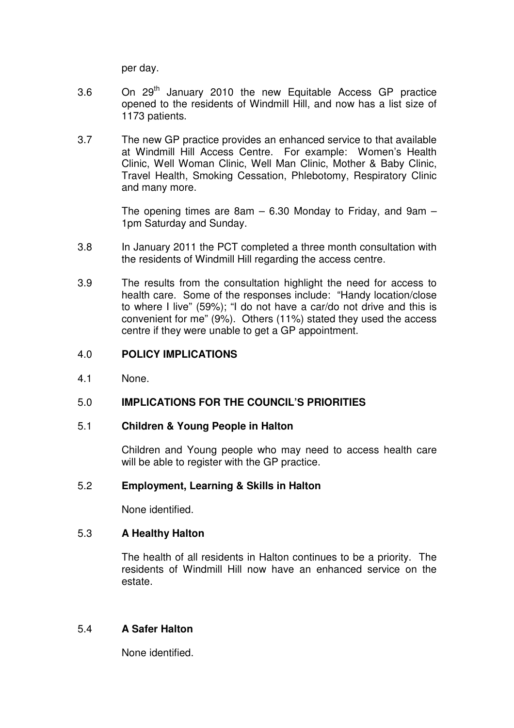per day.

3.6 On 29th January 2010 the new Equitable Access GP practice opened to the residents of Windmill Hill, and now has a list size of 1173 patients.

3.7 The new GP practice provides an enhanced service to that available at Windmill Hill Access Centre. For example: Women's Health Clinic, Well Woman Clinic, Well Man Clinic, Mother & Baby Clinic, Travel Health, Smoking Cessation, Phlebotomy, Respiratory Clinic and many more.

The opening times are 8am – 6.30 Monday to Friday, and 9am – 1pm Saturday and Sunday.

3.8 In January 2011 the PCT completed a three month consultation with the residents of Windmill Hill regarding the access centre.

3.9 The results from the consultation highlight the need for access to health care. Some of the responses include: "Handy location/close to where I live" (59%); "I do not have a car/do not drive and this is convenient for me" (9%). Others (11%) stated they used the access centre if they were unable to get a GP appointment.

## 4.0 POLICY IMPLICATIONS

4.1 None.

## 5.0 IMPLICATIONS FOR THE COUNCIL'S PRIORITIES

### 5.1 Children & Young People in Halton

Children and Young people who may need to access health care will be able to register with the GP practice.

### 5.2 Employment, Learning & Skills in Halton

None identified.

### 5.3 A Healthy Halton

The health of all residents in Halton continues to be a priority. The residents of Windmill Hill now have an enhanced service on the estate.

### 5.4 A Safer Halton

None identified.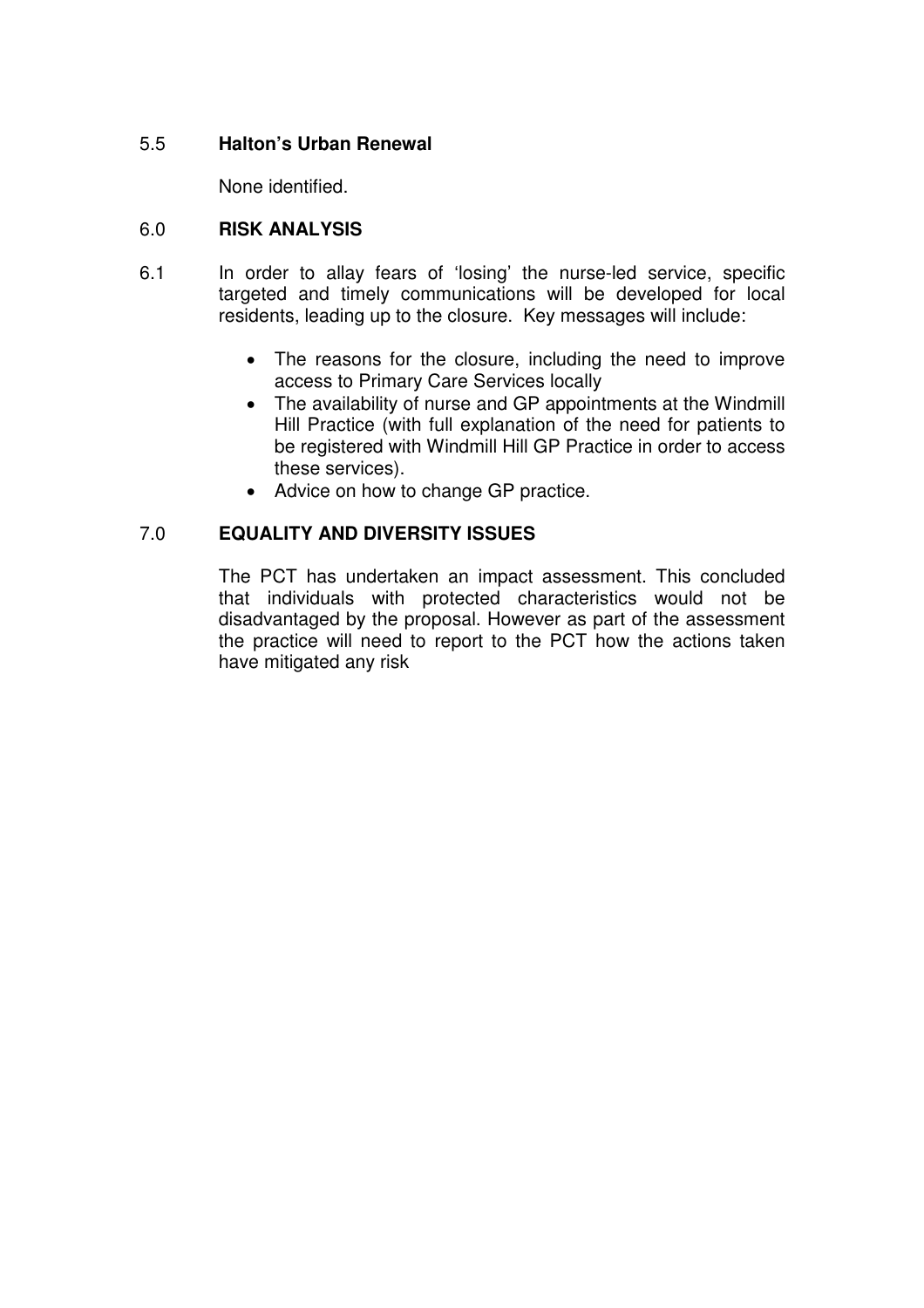### 5.5 Halton's Urban Renewal

None identified.

## 6.0 RISK ANALYSIS

6.1 In order to allay fears of 'losing' the nurse-led service, specific targeted and timely communications will be developed for local residents, leading up to the closure. Key messages will include:

- The reasons for the closure, including the need to improve access to Primary Care Services locally
- The availability of nurse and GP appointments at the Windmill Hill Practice (with full explanation of the need for patients to be registered with Windmill Hill GP Practice in order to access these services).
- Advice on how to change GP practice.

## 7.0 EQUALITY AND DIVERSITY ISSUES

The PCT has undertaken an impact assessment. This concluded that individuals with protected characteristics would not be disadvantaged by the proposal. However as part of the assessment the practice will need to report to the PCT how the actions taken have mitigated any risk